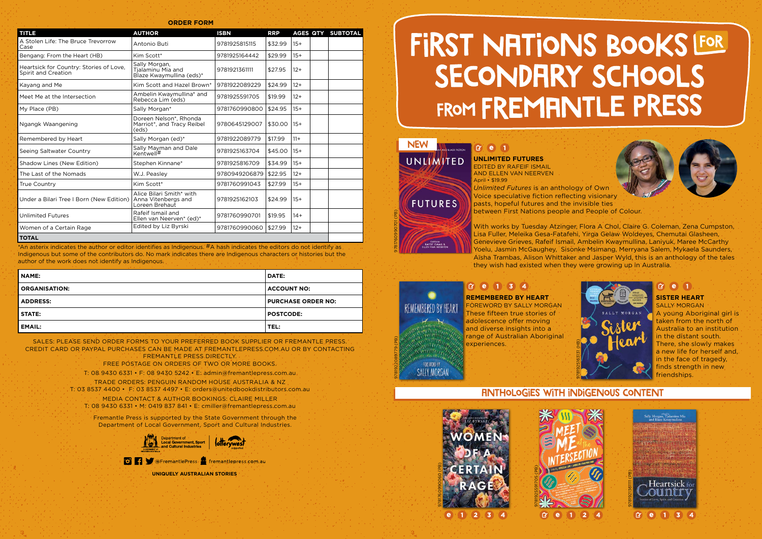## ORDER FORM

| TITLE | AUTHOR | ISBN | RRP | AGES | QTY | SUBTOTAL |
|---|---|---|---|---|---|---|
| A Stolen Life: The Bruce Trevorrow Case | Antonio Buti | 9781925815115 | $32.99 | 15+ | | |
| Bengang: From the Heart (HB) | Kim Scott* | 9781925164442 | $29.99 | 15+ | | |
| Heartsick for Country: Stories of Love, Spirit and Creation | Sally Morgan, Tjalaminu Mia and Blaze Kwaymullina (eds)* | 9781921361111 | $27.95 | 12+ | | |
| Kayang and Me | Kim Scott and Hazel Brown* | 9781922089229 | $24.99 | 12+ | | |
| Meet Me at the Intersection | Ambelin Kwaymullina* and Rebecca Lim (eds) | 9781925591705 | $19.99 | 12+ | | |
| My Place (PB) | Sally Morgan* | 9781760990800 | $24.95 | 15+ | | |
| Ngangk Waangening | Doreen Nelson*, Rhonda Marriot*, and Tracy Reibel (eds) | 9780645129007 | $30.00 | 15+ | | |
| Remembered by Heart | Sally Morgan (ed)* | 9781922089779 | $17.99 | 11+ | | |
| Seeing Saltwater Country | Sally Mayman and Dale Kentwell# | 9781925163704 | $45.00 | 15+ | | |
| Shadow Lines (New Edition) | Stephen Kinnane* | 9781925816709 | $34.99 | 15+ | | |
| The Last of the Nomads | W.J. Peasley | 9780949206879 | $22.95 | 12+ | | |
| True Country | Kim Scott* | 9781760991043 | $27.99 | 15+ | | |
| Under a Bilari Tree I Born (New Edition) | Alice Bilari Smith* with Anna Vitenbergs and Loreen Brehaut | 9781925162103 | $24.99 | 15+ | | |
| Unlimited Futures | Rafeif Ismail and Ellen van Neerven* (ed)* | 9781760990701 | $19.95 | 14+ | | |
| Women of a Certain Rage | Edited by Liz Byrski | 9781760990060 | $27.99 | 12+ | | |
| **TOTAL** | | | | | | |

*An asterix indicates the author or editor identifies as Indigenous. #A hash indicates the editors do not identify as Indigenous but some of the contributors do. No mark indicates there are Indigenous characters or histories but the author of the work does not identify as Indigenous.

| NAME: | DATE: |
|---|---|
| ORGANISATION: | ACCOUNT NO: |
| ADDRESS: | PURCHASE ORDER NO: |
| STATE: | POSTCODE: |
| EMAIL: | TEL: |

SALES: PLEASE SEND ORDER FORMS TO YOUR PREFERRED BOOK SUPPLIER OR FREMANTLE PRESS. CREDIT CARD OR PAYPAL PURCHASES CAN BE MADE AT FREMANTLEPRESS.COM.AU OR BY CONTACTING FREMANTLE PRESS DIRECTLY.

FREE POSTAGE ON ORDERS OF TWO OR MORE BOOKS.

T: 08 9430 6331 • F: 08 9430 5242 • E: admin@fremantlepress.com.au

TRADE ORDERS: PENGUIN RANDOM HOUSE AUSTRALIA & NZ
T: 03 8537 4400 • F: 03 8537 4497 • E: orders@unitedbookdistributors.com.au

MEDIA CONTACT & AUTHOR BOOKINGS: CLAIRE MILLER
T: 08 9430 6331 • M: 0419 837 841 • E: cmiller@fremantlepress.com.au

Fremantle Press is supported by the State Government through the Department of Local Government, Sport and Cultural Industries.

@FremantlePress fremantlepress.com.au

UNIQUELY AUSTRALIAN STORIES

# FIRST NATIONS BOOKS FOR SECONDARY SCHOOLS FROM FREMANTLE PRESS

NEW

### UNLIMITED FUTURES

EDITED BY RAFEIF ISMAIL AND ELLEN VAN NEERVEN
April • $19.99

*Unlimited Futures* is an anthology of Own Voice speculative fiction reflecting visionary pasts, hopeful futures and the invisible ties between First Nations people and People of Colour.

With works by Tuesday Atzinger, Flora A Chol, Claire G. Coleman, Zena Cumpston, Lisa Fuller, Meleika Gesa-Fatafehi, Yirga Gelaw Woldeyes, Chemutai Glasheen, Genevieve Grieves, Rafeif Ismail, Ambelin Kwaymullina, Laniyuk, Maree McCarthy Yoelu, Jasmin McGaughey, Sisonke Msimang, Merryana Salem, Mykaela Saunders, Aïsha Trambas, Alison Whittaker and Jasper Wyld, this is an anthology of the tales they wish had existed when they were growing up in Australia.

9781760990701 (PB)

### REMEMBERED BY HEART

FOREWORD BY SALLY MORGAN

These fifteen true stories of adolescence offer moving and diverse insights into a range of Australian Aboriginal experiences.

9781922089779 (PB)

### SISTER HEART

SALLY MORGAN

A young Aboriginal girl is taken from the north of Australia to an institution in the distant south. There, she slowly makes a new life for herself and, in the face of tragedy, finds strength in new friendships.

9781925163131 (HB)

## ANTHOLOGIES WITH INDIGENOUS CONTENT

9781760990060 (PB)

9781925591705 (PB)

9781921361111 (PB)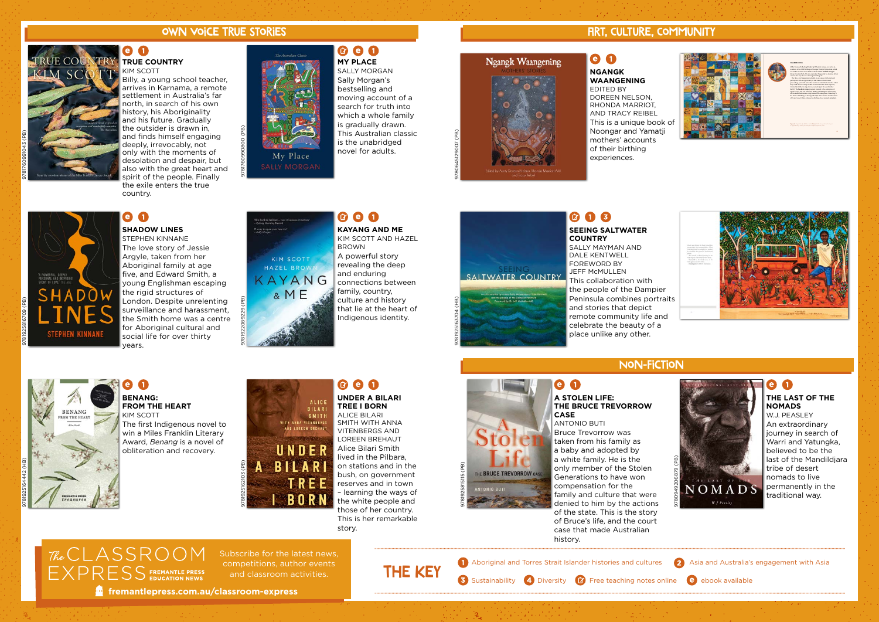## OWN VOICE TRUE STORIES

### TRUE COUNTRY

KIM SCOTT

Billy, a young school teacher, arrives in Karnama, a remote settlement in Australia's far north, in search of his own history, his Aboriginality and his future. Gradually the outsider is drawn in, and finds himself engaging deeply, irrevocably, not only with the moments of desolation and despair, but also with the great heart and spirit of the people. Finally the exile enters the true country.

9781760991043 (PB)

### MY PLACE

SALLY MORGAN

Sally Morgan's bestselling and moving account of a search for truth into which a whole family is gradually drawn. This Australian classic is the unabridged novel for adults.

9781760990800 (PB)

### SHADOW LINES

STEPHEN KINNANE

The love story of Jessie Argyle, taken from her Aboriginal family at age five, and Edward Smith, a young Englishman escaping the rigid structures of London. Despite unrelenting surveillance and harassment, the Smith home was a centre for Aboriginal cultural and social life for over thirty years.

9781925816709 (PB)

### KAYANG AND ME

KIM SCOTT AND HAZEL BROWN

A powerful story revealing the deep and enduring connections between family, country, culture and history that lie at the heart of Indigenous identity.

9781922089229 (PB)

### BENANG: FROM THE HEART

KIM SCOTT

The first Indigenous novel to win a Miles Franklin Literary Award, *Benang* is a novel of obliteration and recovery.

9781925164442 (HB)

### UNDER A BILARI TREE I BORN

ALICE BILARI SMITH WITH ANNA VITENBERGS AND LOREEN BREHAUT

Alice Bilari Smith lived in the Pilbara, on stations and in the bush, on government reserves and in town – learning the ways of the white people and those of her country. This is her remarkable story.

9781925162103 (PB)

## ART, CULTURE, COMMUNITY

### NGANGK WAANGENING

EDITED BY DOREEN NELSON, RHONDA MARRIOT, AND TRACY REIBEL

This is a unique book of Noongar and Yamatji mothers' accounts of their birthing experiences.

9780645129007 (PB)

### SEEING SALTWATER COUNTRY

SALLY MAYMAN AND DALE KENTWELL

FOREWORD BY JEFF McMULLEN

This collaboration with the people of the Dampier Peninsula combines portraits and stories that depict remote community life and celebrate the beauty of a place unlike any other.

9781925163704 (HB)

## NON-FICTION

### A STOLEN LIFE: THE BRUCE TREVORROW CASE

ANTONIO BUTI

Bruce Trevorrow was taken from his family as a baby and adopted by a white family. He is the only member of the Stolen Generations to have won compensation for the family and culture that were denied to him by the actions of the state. This is the story of Bruce's life, and the court case that made Australian history.

9781925815115 (PB)

### THE LAST OF THE NOMADS

W.J. PEASLEY

An extraordinary journey in search of Warri and Yatungka, believed to be the last of the Mandildjara tribe of desert nomads to live permanently in the traditional way.

9780949206879 (PB)

---

**The CLASSROOM EXPRESS** FREMANTLE PRESS EDUCATION NEWS

Subscribe for the latest news, competitions, author events and classroom activities.

**fremantlepress.com.au/classroom-express**

## THE KEY

1. Aboriginal and Torres Strait Islander histories and cultures
2. Asia and Australia's engagement with Asia
3. Sustainability
4. Diversity

- Free teaching notes online
- e: ebook available